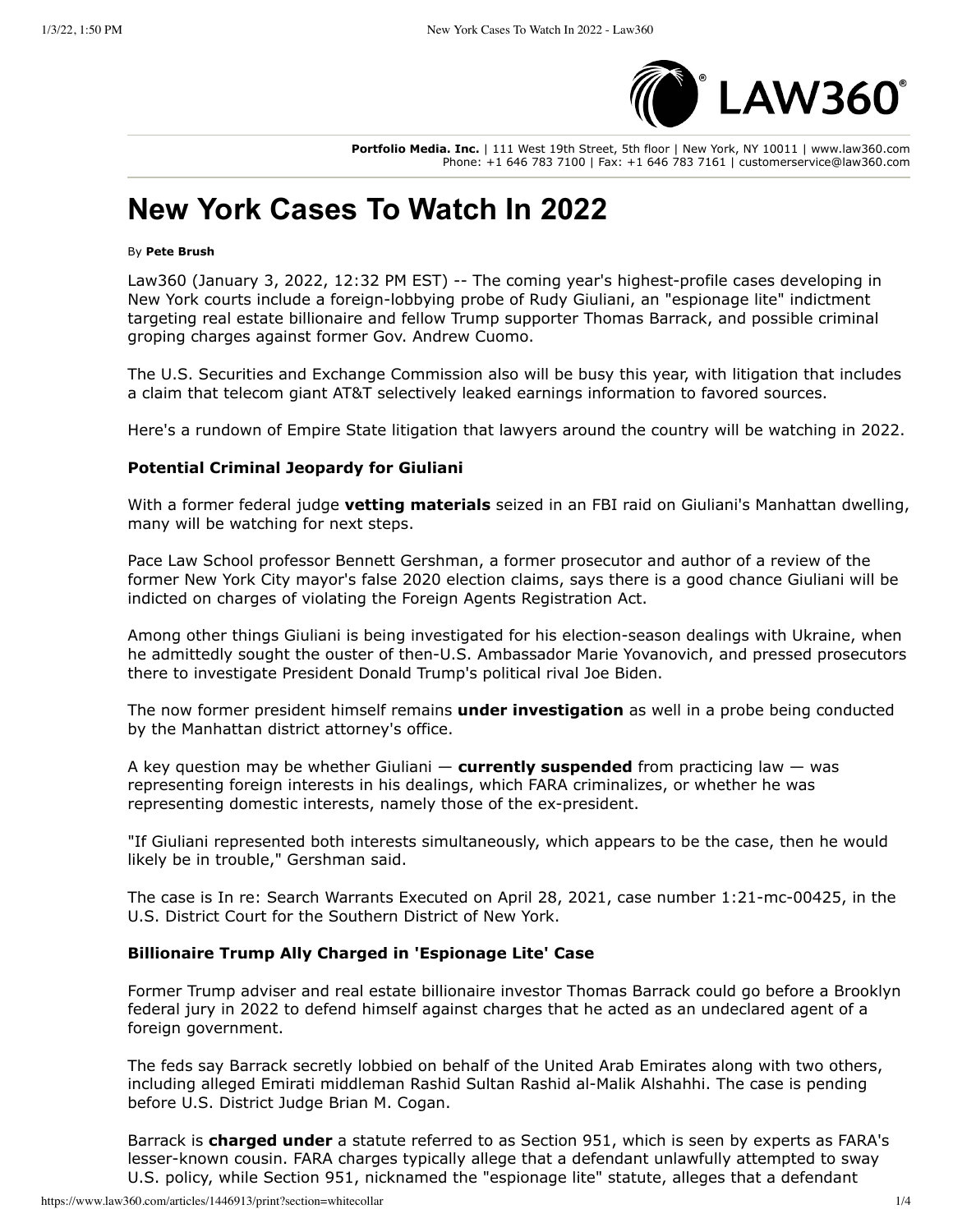Portfolio Media. Inc. | 111 West 19th Street, 5th floor | New York, NY 10011 | www.law360.com
Phone: +1 646 783 7100 | Fax: +1 646 783 7161 | customerservice@law360.com

# New York Cases To Watch In 2022

By **Pete Brush**

Law360 (January 3, 2022, 12:32 PM EST) -- The coming year's highest-profile cases developing in New York courts include a foreign-lobbying probe of Rudy Giuliani, an "espionage lite" indictment targeting real estate billionaire and fellow Trump supporter Thomas Barrack, and possible criminal groping charges against former Gov. Andrew Cuomo.

The U.S. Securities and Exchange Commission also will be busy this year, with litigation that includes a claim that telecom giant AT&T selectively leaked earnings information to favored sources.

Here's a rundown of Empire State litigation that lawyers around the country will be watching in 2022.

### Potential Criminal Jeopardy for Giuliani

With a former federal judge **vetting materials** seized in an FBI raid on Giuliani's Manhattan dwelling, many will be watching for next steps.

Pace Law School professor Bennett Gershman, a former prosecutor and author of a review of the former New York City mayor's false 2020 election claims, says there is a good chance Giuliani will be indicted on charges of violating the Foreign Agents Registration Act.

Among other things Giuliani is being investigated for his election-season dealings with Ukraine, when he admittedly sought the ouster of then-U.S. Ambassador Marie Yovanovich, and pressed prosecutors there to investigate President Donald Trump's political rival Joe Biden.

The now former president himself remains **under investigation** as well in a probe being conducted by the Manhattan district attorney's office.

A key question may be whether Giuliani — **currently suspended** from practicing law — was representing foreign interests in his dealings, which FARA criminalizes, or whether he was representing domestic interests, namely those of the ex-president.

"If Giuliani represented both interests simultaneously, which appears to be the case, then he would likely be in trouble," Gershman said.

The case is In re: Search Warrants Executed on April 28, 2021, case number 1:21-mc-00425, in the U.S. District Court for the Southern District of New York.

### Billionaire Trump Ally Charged in 'Espionage Lite' Case

Former Trump adviser and real estate billionaire investor Thomas Barrack could go before a Brooklyn federal jury in 2022 to defend himself against charges that he acted as an undeclared agent of a foreign government.

The feds say Barrack secretly lobbied on behalf of the United Arab Emirates along with two others, including alleged Emirati middleman Rashid Sultan Rashid al-Malik Alshahhi. The case is pending before U.S. District Judge Brian M. Cogan.

Barrack is **charged under** a statute referred to as Section 951, which is seen by experts as FARA's lesser-known cousin. FARA charges typically allege that a defendant unlawfully attempted to sway U.S. policy, while Section 951, nicknamed the "espionage lite" statute, alleges that a defendant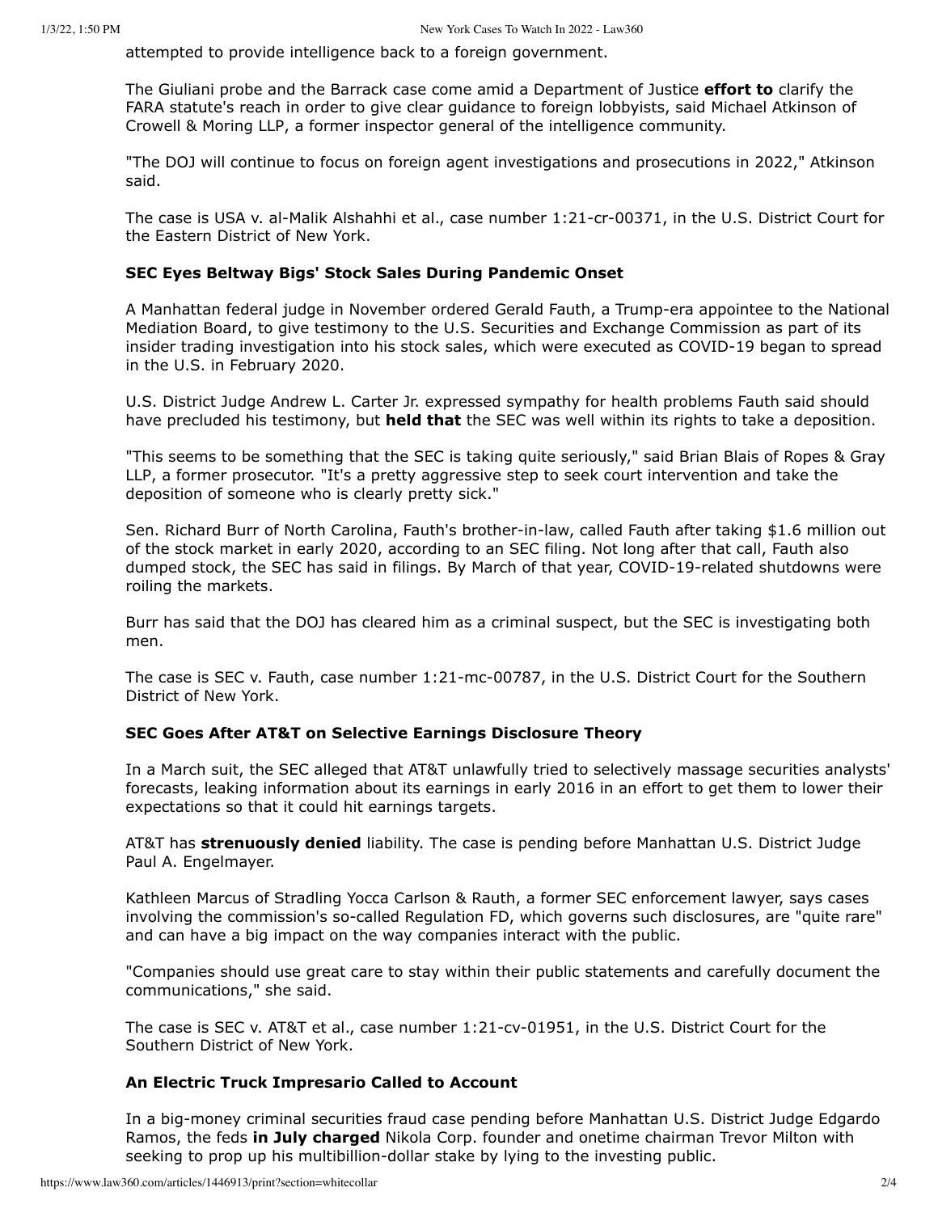attempted to provide intelligence back to a foreign government.

The Giuliani probe and the Barrack case come amid a Department of Justice **effort to** clarify the FARA statute's reach in order to give clear guidance to foreign lobbyists, said Michael Atkinson of Crowell & Moring LLP, a former inspector general of the intelligence community.

"The DOJ will continue to focus on foreign agent investigations and prosecutions in 2022," Atkinson said.

The case is USA v. al-Malik Alshahhi et al., case number 1:21-cr-00371, in the U.S. District Court for the Eastern District of New York.

### SEC Eyes Beltway Bigs' Stock Sales During Pandemic Onset

A Manhattan federal judge in November ordered Gerald Fauth, a Trump-era appointee to the National Mediation Board, to give testimony to the U.S. Securities and Exchange Commission as part of its insider trading investigation into his stock sales, which were executed as COVID-19 began to spread in the U.S. in February 2020.

U.S. District Judge Andrew L. Carter Jr. expressed sympathy for health problems Fauth said should have precluded his testimony, but **held that** the SEC was well within its rights to take a deposition.

"This seems to be something that the SEC is taking quite seriously," said Brian Blais of Ropes & Gray LLP, a former prosecutor. "It's a pretty aggressive step to seek court intervention and take the deposition of someone who is clearly pretty sick."

Sen. Richard Burr of North Carolina, Fauth's brother-in-law, called Fauth after taking $1.6 million out of the stock market in early 2020, according to an SEC filing. Not long after that call, Fauth also dumped stock, the SEC has said in filings. By March of that year, COVID-19-related shutdowns were roiling the markets.

Burr has said that the DOJ has cleared him as a criminal suspect, but the SEC is investigating both men.

The case is SEC v. Fauth, case number 1:21-mc-00787, in the U.S. District Court for the Southern District of New York.

### SEC Goes After AT&T on Selective Earnings Disclosure Theory

In a March suit, the SEC alleged that AT&T unlawfully tried to selectively massage securities analysts' forecasts, leaking information about its earnings in early 2016 in an effort to get them to lower their expectations so that it could hit earnings targets.

AT&T has **strenuously denied** liability. The case is pending before Manhattan U.S. District Judge Paul A. Engelmayer.

Kathleen Marcus of Stradling Yocca Carlson & Rauth, a former SEC enforcement lawyer, says cases involving the commission's so-called Regulation FD, which governs such disclosures, are "quite rare" and can have a big impact on the way companies interact with the public.

"Companies should use great care to stay within their public statements and carefully document the communications," she said.

The case is SEC v. AT&T et al., case number 1:21-cv-01951, in the U.S. District Court for the Southern District of New York.

### An Electric Truck Impresario Called to Account

In a big-money criminal securities fraud case pending before Manhattan U.S. District Judge Edgardo Ramos, the feds **in July charged** Nikola Corp. founder and onetime chairman Trevor Milton with seeking to prop up his multibillion-dollar stake by lying to the investing public.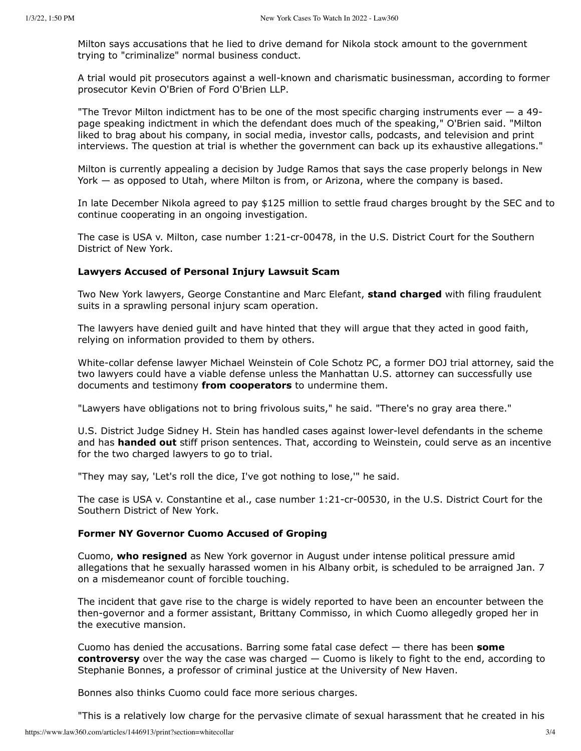Milton says accusations that he lied to drive demand for Nikola stock amount to the government trying to "criminalize" normal business conduct.

A trial would pit prosecutors against a well-known and charismatic businessman, according to former prosecutor Kevin O'Brien of Ford O'Brien LLP.

"The Trevor Milton indictment has to be one of the most specific charging instruments ever — a 49-page speaking indictment in which the defendant does much of the speaking," O'Brien said. "Milton liked to brag about his company, in social media, investor calls, podcasts, and television and print interviews. The question at trial is whether the government can back up its exhaustive allegations."

Milton is currently appealing a decision by Judge Ramos that says the case properly belongs in New York — as opposed to Utah, where Milton is from, or Arizona, where the company is based.

In late December Nikola agreed to pay $125 million to settle fraud charges brought by the SEC and to continue cooperating in an ongoing investigation.

The case is USA v. Milton, case number 1:21-cr-00478, in the U.S. District Court for the Southern District of New York.

### Lawyers Accused of Personal Injury Lawsuit Scam

Two New York lawyers, George Constantine and Marc Elefant, **stand charged** with filing fraudulent suits in a sprawling personal injury scam operation.

The lawyers have denied guilt and have hinted that they will argue that they acted in good faith, relying on information provided to them by others.

White-collar defense lawyer Michael Weinstein of Cole Schotz PC, a former DOJ trial attorney, said the two lawyers could have a viable defense unless the Manhattan U.S. attorney can successfully use documents and testimony **from cooperators** to undermine them.

"Lawyers have obligations not to bring frivolous suits," he said. "There's no gray area there."

U.S. District Judge Sidney H. Stein has handled cases against lower-level defendants in the scheme and has **handed out** stiff prison sentences. That, according to Weinstein, could serve as an incentive for the two charged lawyers to go to trial.

"They may say, 'Let's roll the dice, I've got nothing to lose,'" he said.

The case is USA v. Constantine et al., case number 1:21-cr-00530, in the U.S. District Court for the Southern District of New York.

### Former NY Governor Cuomo Accused of Groping

Cuomo, **who resigned** as New York governor in August under intense political pressure amid allegations that he sexually harassed women in his Albany orbit, is scheduled to be arraigned Jan. 7 on a misdemeanor count of forcible touching.

The incident that gave rise to the charge is widely reported to have been an encounter between the then-governor and a former assistant, Brittany Commisso, in which Cuomo allegedly groped her in the executive mansion.

Cuomo has denied the accusations. Barring some fatal case defect — there has been **some controversy** over the way the case was charged — Cuomo is likely to fight to the end, according to Stephanie Bonnes, a professor of criminal justice at the University of New Haven.

Bonnes also thinks Cuomo could face more serious charges.

"This is a relatively low charge for the pervasive climate of sexual harassment that he created in his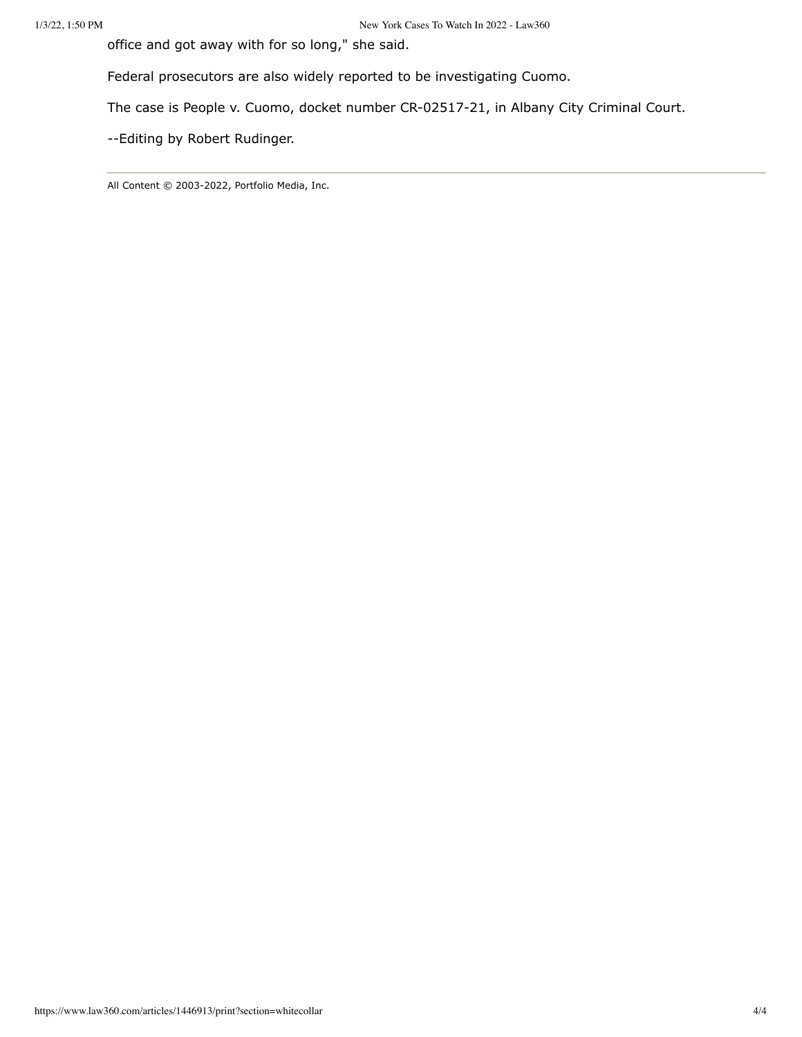office and got away with for so long," she said.

Federal prosecutors are also widely reported to be investigating Cuomo.

The case is People v. Cuomo, docket number CR-02517-21, in Albany City Criminal Court.

--Editing by Robert Rudinger.

---

All Content © 2003-2022, Portfolio Media, Inc.